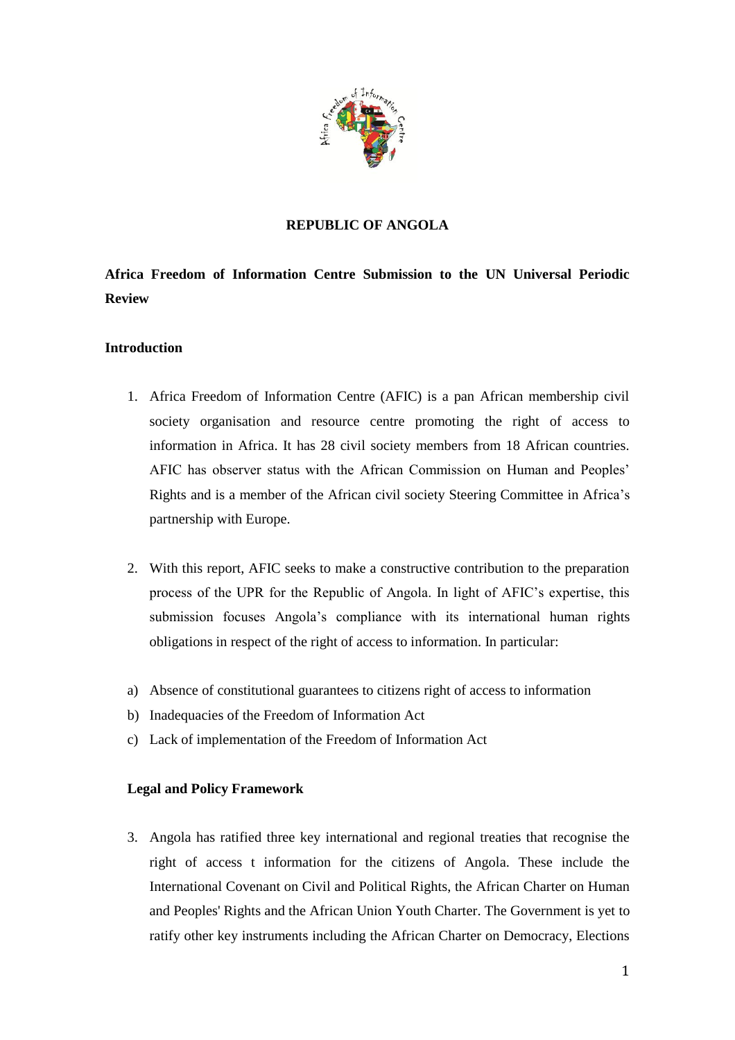**REPUBLIC OF ANGOLA**

# Africa Freedom of Information Centre Submission to the UN Universal Periodic Review

## Introduction

1. Africa Freedom of Information Centre (AFIC) is a pan African membership civil society organisation and resource centre promoting the right of access to information in Africa. It has 28 civil society members from 18 African countries. AFIC has observer status with the African Commission on Human and Peoples' Rights and is a member of the African civil society Steering Committee in Africa's partnership with Europe.

2. With this report, AFIC seeks to make a constructive contribution to the preparation process of the UPR for the Republic of Angola. In light of AFIC's expertise, this submission focuses Angola's compliance with its international human rights obligations in respect of the right of access to information. In particular:

a) Absence of constitutional guarantees to citizens right of access to information
b) Inadequacies of the Freedom of Information Act
c) Lack of implementation of the Freedom of Information Act

## Legal and Policy Framework

3. Angola has ratified three key international and regional treaties that recognise the right of access t information for the citizens of Angola. These include the International Covenant on Civil and Political Rights, the African Charter on Human and Peoples' Rights and the African Union Youth Charter. The Government is yet to ratify other key instruments including the African Charter on Democracy, Elections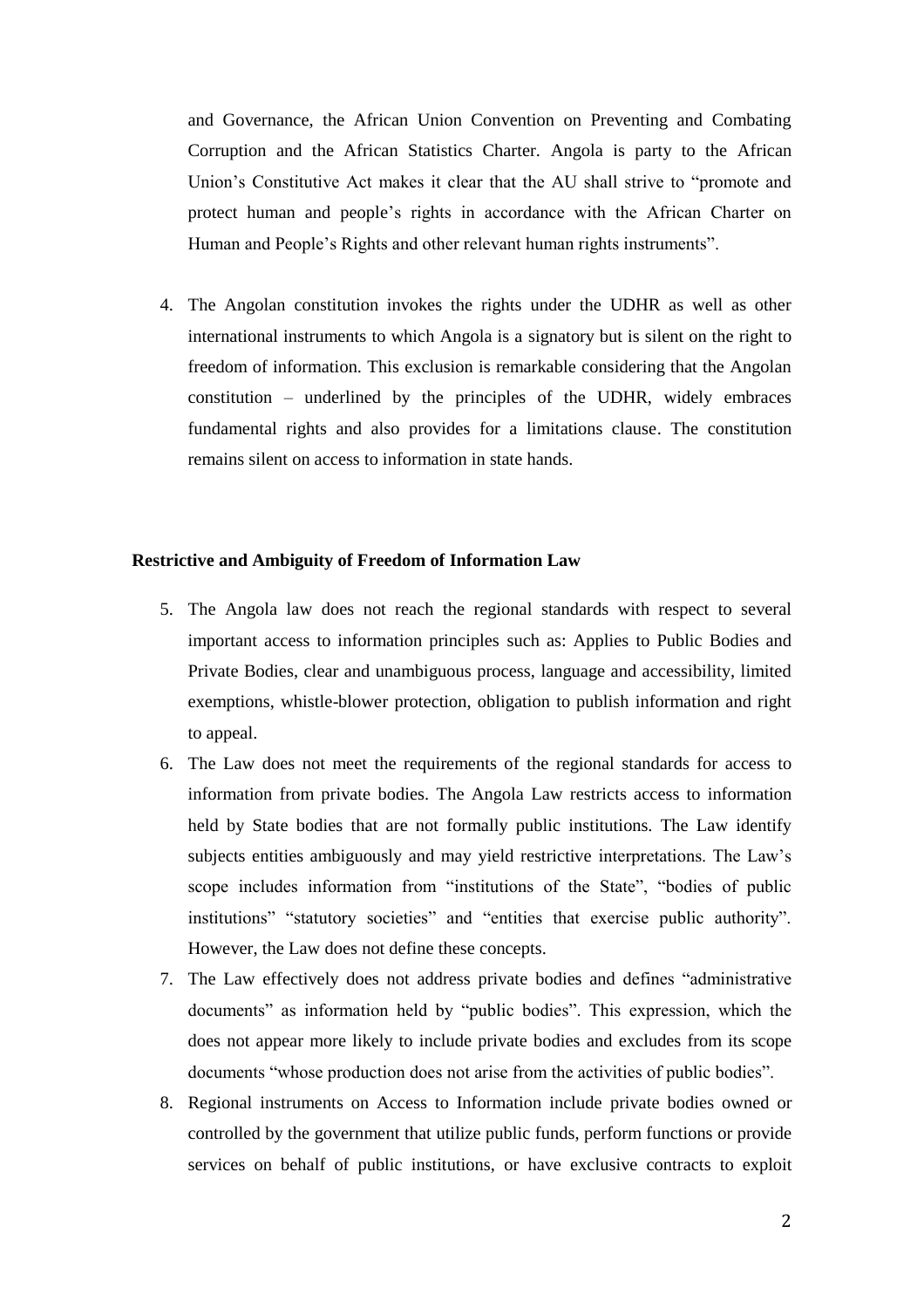and Governance, the African Union Convention on Preventing and Combating Corruption and the African Statistics Charter. Angola is party to the African Union's Constitutive Act makes it clear that the AU shall strive to "promote and protect human and people's rights in accordance with the African Charter on Human and People's Rights and other relevant human rights instruments".

4. The Angolan constitution invokes the rights under the UDHR as well as other international instruments to which Angola is a signatory but is silent on the right to freedom of information. This exclusion is remarkable considering that the Angolan constitution – underlined by the principles of the UDHR, widely embraces fundamental rights and also provides for a limitations clause. The constitution remains silent on access to information in state hands.

**Restrictive and Ambiguity of Freedom of Information Law**

5. The Angola law does not reach the regional standards with respect to several important access to information principles such as: Applies to Public Bodies and Private Bodies, clear and unambiguous process, language and accessibility, limited exemptions, whistle-blower protection, obligation to publish information and right to appeal.
6. The Law does not meet the requirements of the regional standards for access to information from private bodies. The Angola Law restricts access to information held by State bodies that are not formally public institutions. The Law identify subjects entities ambiguously and may yield restrictive interpretations. The Law's scope includes information from "institutions of the State", "bodies of public institutions" "statutory societies" and "entities that exercise public authority". However, the Law does not define these concepts.
7. The Law effectively does not address private bodies and defines "administrative documents" as information held by "public bodies". This expression, which the does not appear more likely to include private bodies and excludes from its scope documents "whose production does not arise from the activities of public bodies".
8. Regional instruments on Access to Information include private bodies owned or controlled by the government that utilize public funds, perform functions or provide services on behalf of public institutions, or have exclusive contracts to exploit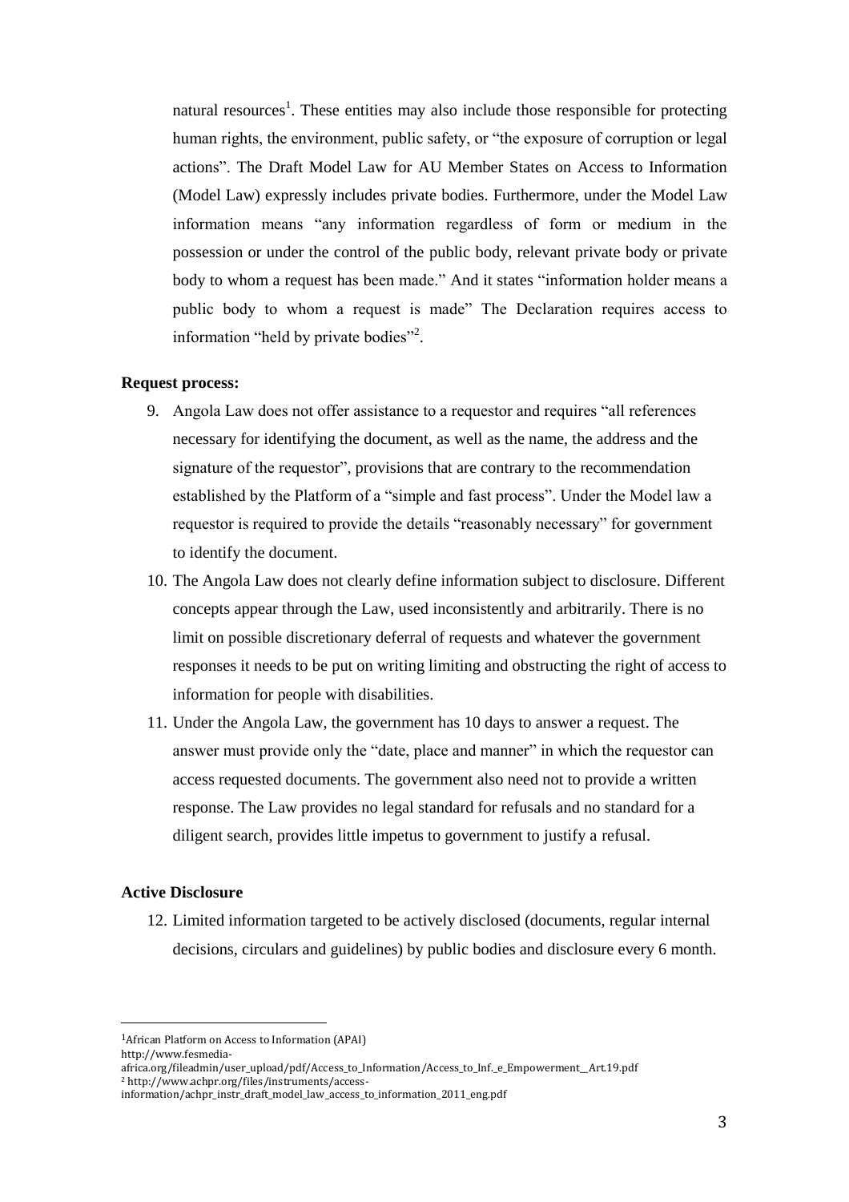natural resources[1]. These entities may also include those responsible for protecting human rights, the environment, public safety, or "the exposure of corruption or legal actions". The Draft Model Law for AU Member States on Access to Information (Model Law) expressly includes private bodies. Furthermore, under the Model Law information means "any information regardless of form or medium in the possession or under the control of the public body, relevant private body or private body to whom a request has been made." And it states "information holder means a public body to whom a request is made" The Declaration requires access to information "held by private bodies"[2].

**Request process:**

9. Angola Law does not offer assistance to a requestor and requires "all references necessary for identifying the document, as well as the name, the address and the signature of the requestor", provisions that are contrary to the recommendation established by the Platform of a "simple and fast process". Under the Model law a requestor is required to provide the details "reasonably necessary" for government to identify the document.
10. The Angola Law does not clearly define information subject to disclosure. Different concepts appear through the Law, used inconsistently and arbitrarily. There is no limit on possible discretionary deferral of requests and whatever the government responses it needs to be put on writing limiting and obstructing the right of access to information for people with disabilities.
11. Under the Angola Law, the government has 10 days to answer a request. The answer must provide only the "date, place and manner" in which the requestor can access requested documents. The government also need not to provide a written response. The Law provides no legal standard for refusals and no standard for a diligent search, provides little impetus to government to justify a refusal.

**Active Disclosure**

12. Limited information targeted to be actively disclosed (documents, regular internal decisions, circulars and guidelines) by public bodies and disclosure every 6 month.

---

[1] African Platform on Access to Information (APAI) http://www.fesmedia-africa.org/fileadmin/user_upload/pdf/Access_to_Information/Access_to_Inf._e_Empowerment__Art.19.pdf

[2] http://www.achpr.org/files/instruments/access-information/achpr_instr_draft_model_law_access_to_information_2011_eng.pdf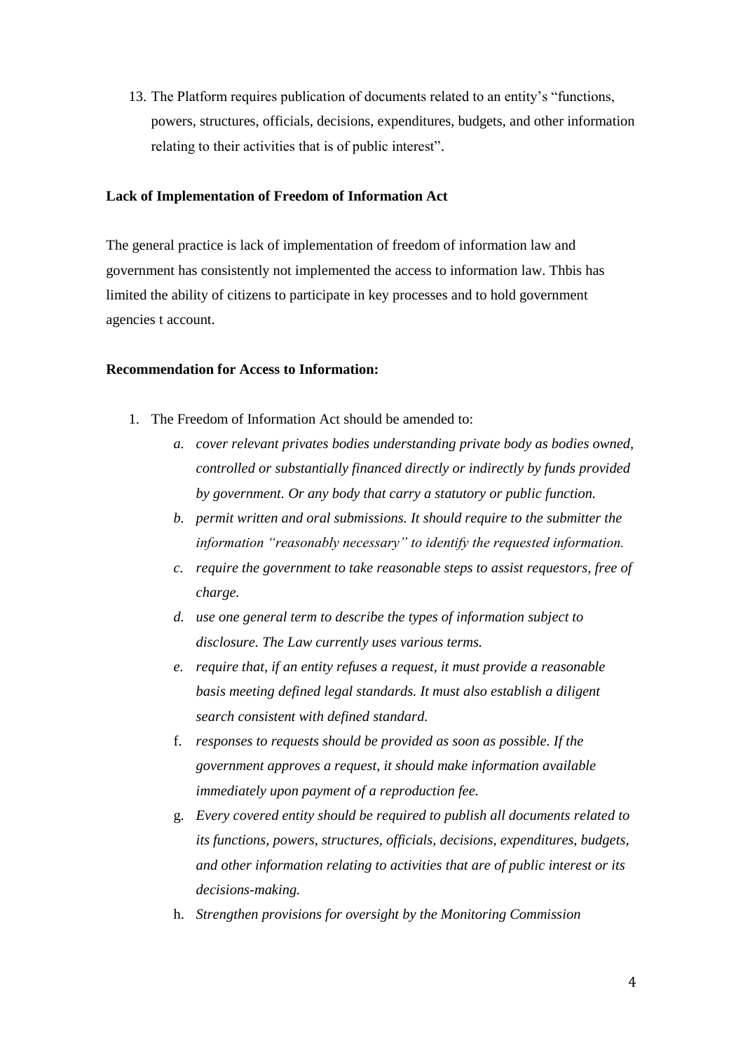13. The Platform requires publication of documents related to an entity's "functions, powers, structures, officials, decisions, expenditures, budgets, and other information relating to their activities that is of public interest".

**Lack of Implementation of Freedom of Information Act**

The general practice is lack of implementation of freedom of information law and government has consistently not implemented the access to information law. Thbis has limited the ability of citizens to participate in key processes and to hold government agencies t account.

**Recommendation for Access to Information:**

1. The Freedom of Information Act should be amended to:
    a. *cover relevant privates bodies understanding private body as bodies owned, controlled or substantially financed directly or indirectly by funds provided by government. Or any body that carry a statutory or public function.*
    b. *permit written and oral submissions. It should require to the submitter the information "reasonably necessary" to identify the requested information.*
    c. *require the government to take reasonable steps to assist requestors, free of charge.*
    d. *use one general term to describe the types of information subject to disclosure. The Law currently uses various terms.*
    e. *require that, if an entity refuses a request, it must provide a reasonable basis meeting defined legal standards. It must also establish a diligent search consistent with defined standard.*
    f. *responses to requests should be provided as soon as possible. If the government approves a request, it should make information available immediately upon payment of a reproduction fee.*
    g. *Every covered entity should be required to publish all documents related to its functions, powers, structures, officials, decisions, expenditures, budgets, and other information relating to activities that are of public interest or its decisions-making.*
    h. *Strengthen provisions for oversight by the Monitoring Commission*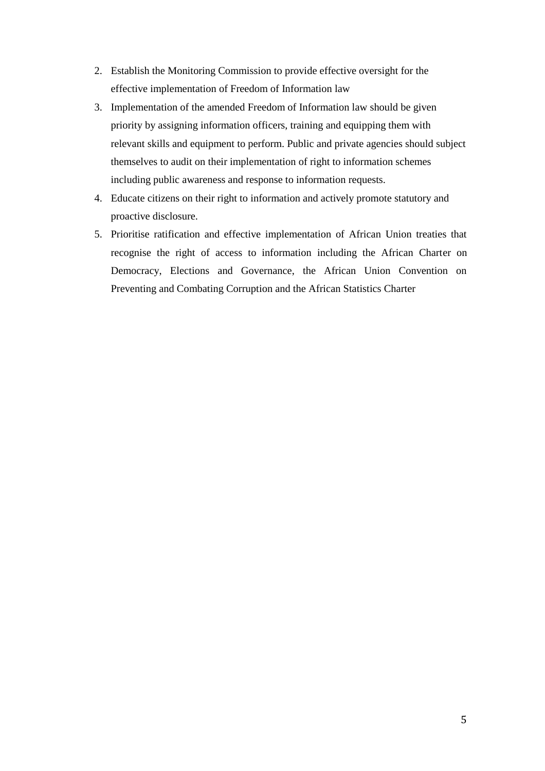2. Establish the Monitoring Commission to provide effective oversight for the effective implementation of Freedom of Information law
3. Implementation of the amended Freedom of Information law should be given priority by assigning information officers, training and equipping them with relevant skills and equipment to perform. Public and private agencies should subject themselves to audit on their implementation of right to information schemes including public awareness and response to information requests.
4. Educate citizens on their right to information and actively promote statutory and proactive disclosure.
5. Prioritise ratification and effective implementation of African Union treaties that recognise the right of access to information including the African Charter on Democracy, Elections and Governance, the African Union Convention on Preventing and Combating Corruption and the African Statistics Charter